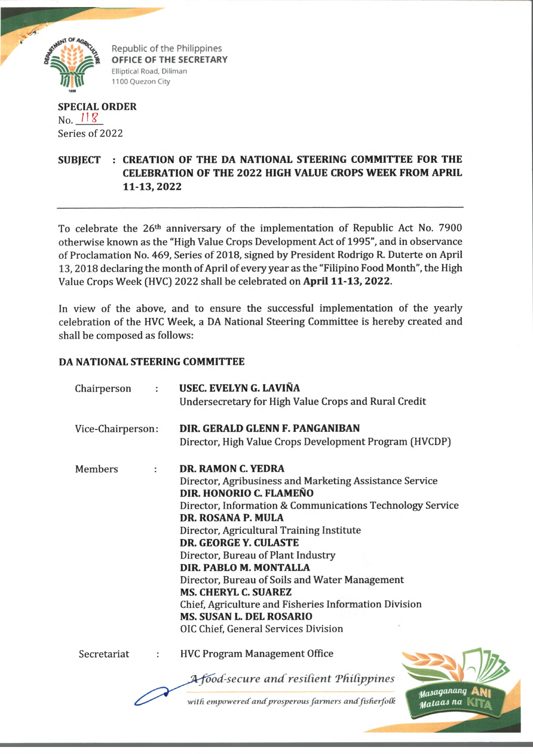Republic of the Philippines
**OFFICE OF THE SECRETARY**
Elliptical Road, Diliman
1100 Quezon City

**SPECIAL ORDER**
No. 118
Series of 2022

**SUBJECT : CREATION OF THE DA NATIONAL STEERING COMMITTEE FOR THE CELEBRATION OF THE 2022 HIGH VALUE CROPS WEEK FROM APRIL 11-13, 2022**

---

To celebrate the 26th anniversary of the implementation of Republic Act No. 7900 otherwise known as the "High Value Crops Development Act of 1995", and in observance of Proclamation No. 469, Series of 2018, signed by President Rodrigo R. Duterte on April 13, 2018 declaring the month of April of every year as the "Filipino Food Month", the High Value Crops Week (HVC) 2022 shall be celebrated on **April 11-13, 2022**.

In view of the above, and to ensure the successful implementation of the yearly celebration of the HVC Week, a DA National Steering Committee is hereby created and shall be composed as follows:

**DA NATIONAL STEERING COMMITTEE**

| | | |
|---|---|---|
| Chairperson | : | **USEC. EVELYN G. LAVIÑA**<br>Undersecretary for High Value Crops and Rural Credit |
| Vice-Chairperson | : | **DIR. GERALD GLENN F. PANGANIBAN**<br>Director, High Value Crops Development Program (HVCDP) |
| Members | : | **DR. RAMON C. YEDRA**<br>Director, Agribusiness and Marketing Assistance Service<br>**DIR. HONORIO C. FLAMEÑO**<br>Director, Information & Communications Technology Service<br>**DR. ROSANA P. MULA**<br>Director, Agricultural Training Institute<br>**DR. GEORGE Y. CULASTE**<br>Director, Bureau of Plant Industry<br>**DIR. PABLO M. MONTALLA**<br>Director, Bureau of Soils and Water Management<br>**MS. CHERYL C. SUAREZ**<br>Chief, Agriculture and Fisheries Information Division<br>**MS. SUSAN L. DEL ROSARIO**<br>OIC Chief, General Services Division |
| Secretariat | : | HVC Program Management Office |

*A food-secure and resilient Philippines with empowered and prosperous farmers and fisherfolk*

Masaganang ANI Mataas na KITA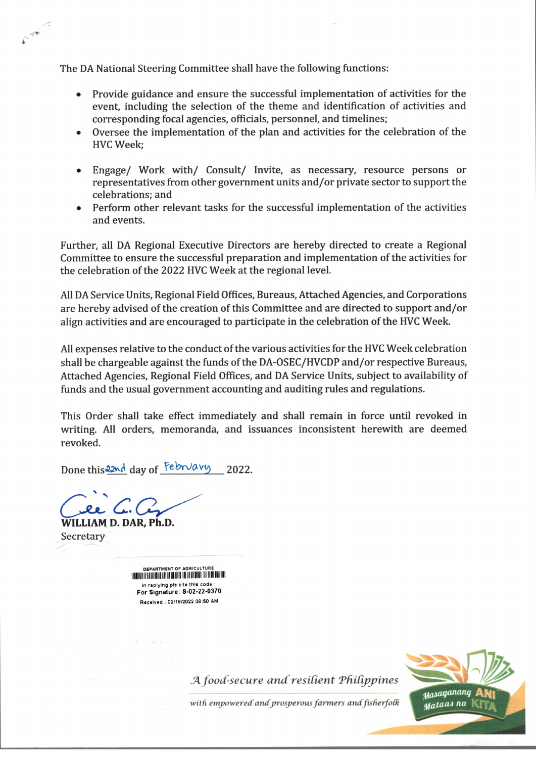The DA National Steering Committee shall have the following functions:

- Provide guidance and ensure the successful implementation of activities for the event, including the selection of the theme and identification of activities and corresponding focal agencies, officials, personnel, and timelines;
- Oversee the implementation of the plan and activities for the celebration of the HVC Week;
- Engage/ Work with/ Consult/ Invite, as necessary, resource persons or representatives from other government units and/or private sector to support the celebrations; and
- Perform other relevant tasks for the successful implementation of the activities and events.

Further, all DA Regional Executive Directors are hereby directed to create a Regional Committee to ensure the successful preparation and implementation of the activities for the celebration of the 2022 HVC Week at the regional level.

All DA Service Units, Regional Field Offices, Bureaus, Attached Agencies, and Corporations are hereby advised of the creation of this Committee and are directed to support and/or align activities and are encouraged to participate in the celebration of the HVC Week.

All expenses relative to the conduct of the various activities for the HVC Week celebration shall be chargeable against the funds of the DA-OSEC/HVCDP and/or respective Bureaus, Attached Agencies, Regional Field Offices, and DA Service Units, subject to availability of funds and the usual government accounting and auditing rules and regulations.

This Order shall take effect immediately and shall remain in force until revoked in writing. All orders, memoranda, and issuances inconsistent herewith are deemed revoked.

Done this 22nd day of February 2022.

**WILLIAM D. DAR, Ph.D.**
Secretary

DEPARTMENT OF AGRICULTURE
in replying pls cite this code :
For Signature: S-02-22-0370
Received : 02/18/2022 08:50 AM

*A food-secure and resilient Philippines with empowered and prosperous farmers and fisherfolk*

Masaganang ANI Mataas na KITA